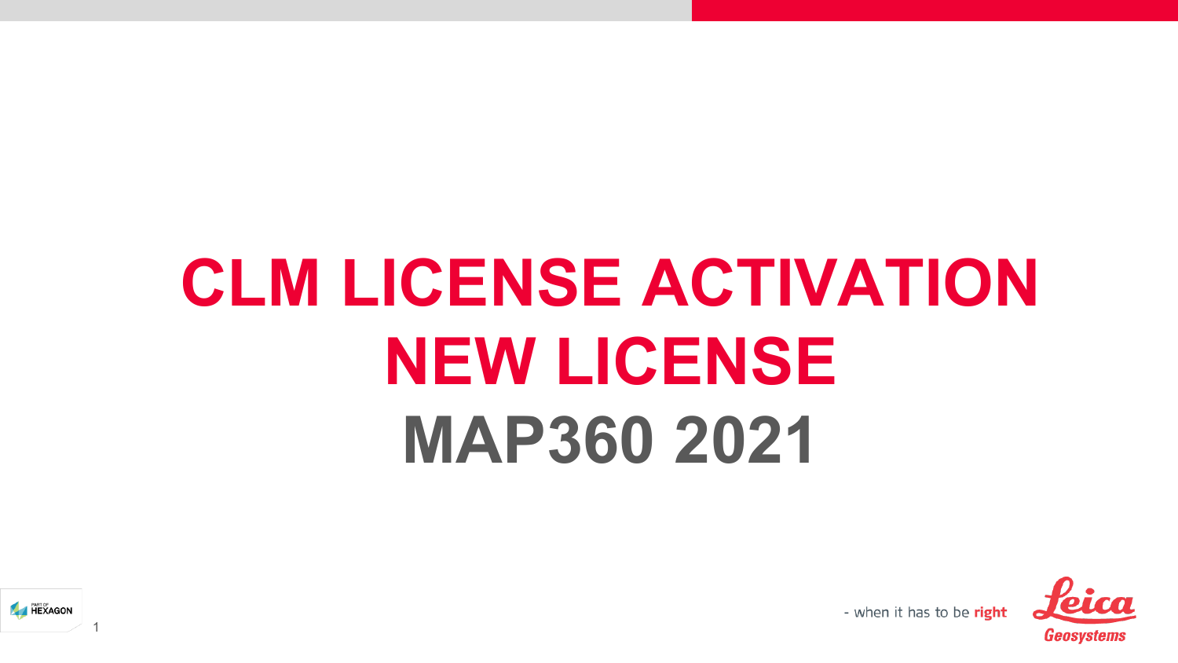# CLM LICENSE ACTIVATION
# NEW LICENSE
# MAP360 2021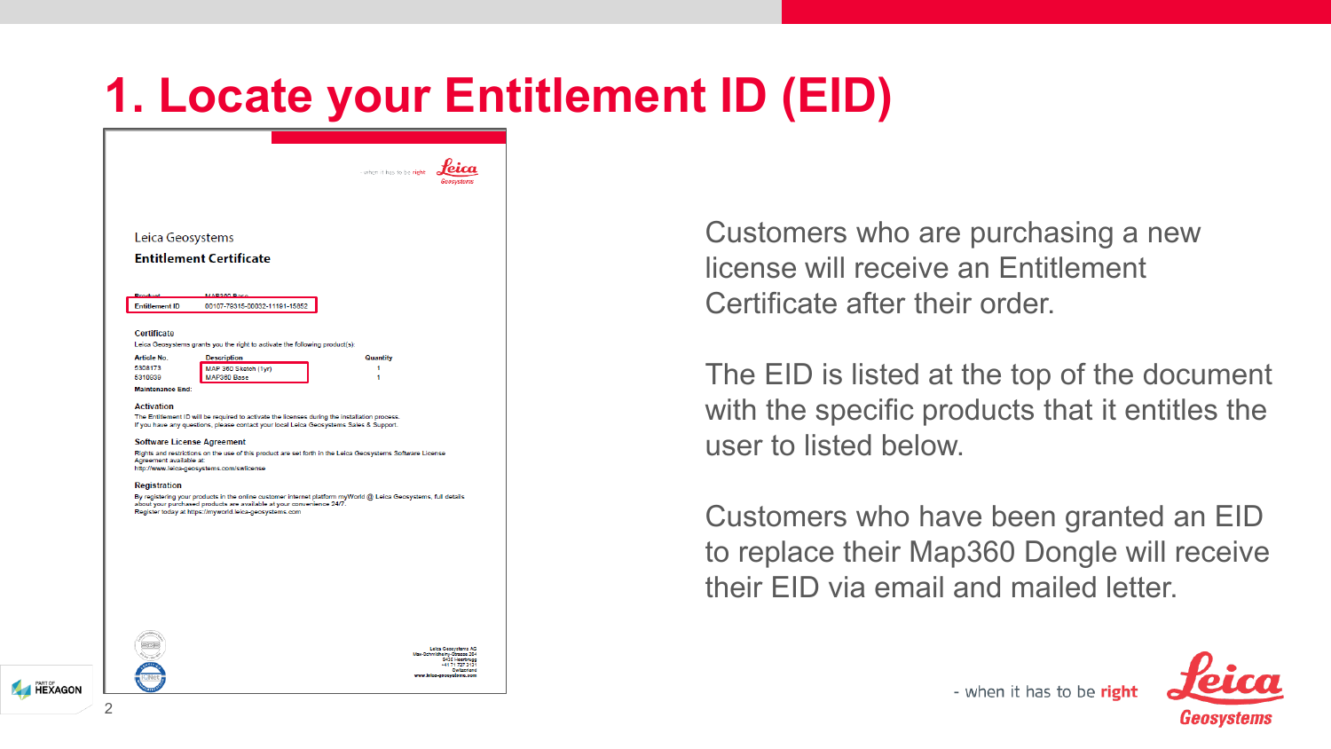# 1. Locate your Entitlement ID (EID)

Leica Geosystems

**Entitlement Certificate**

| Product | MAP360 Base |
|---|---|
| Entitlement ID | 00107-79315-00032-11191-15952 |

**Certificate**

Leica Geosystems grants you the right to activate the following product(s):

| Article No. | Description | Quantity |
|---|---|---|
| 5308173 | MAP 360 Sketch (1yr) | 1 |
| 5310639 | MAP360 Base | 1 |

**Maintenance End:**

**Activation**

The Entitlement ID will be required to activate the licenses during the installation process.
If you have any questions, please contact your local Leica Geosystems Sales & Support.

**Software License Agreement**

Rights and restrictions on the use of this product are set forth in the Leica Geosystems Software License Agreement available at:
http://www.leica-geosystems.com/swlicense

**Registration**

By registering your products in the online customer internet platform myWorld @ Leica Geosystems, full details about your purchased products are available at your convenience 24/7.
Register today at https://myworld.leica-geosystems.com

Customers who are purchasing a new license will receive an Entitlement Certificate after their order.

The EID is listed at the top of the document with the specific products that it entitles the user to listed below.

Customers who have been granted an EID to replace their Map360 Dongle will receive their EID via email and mailed letter.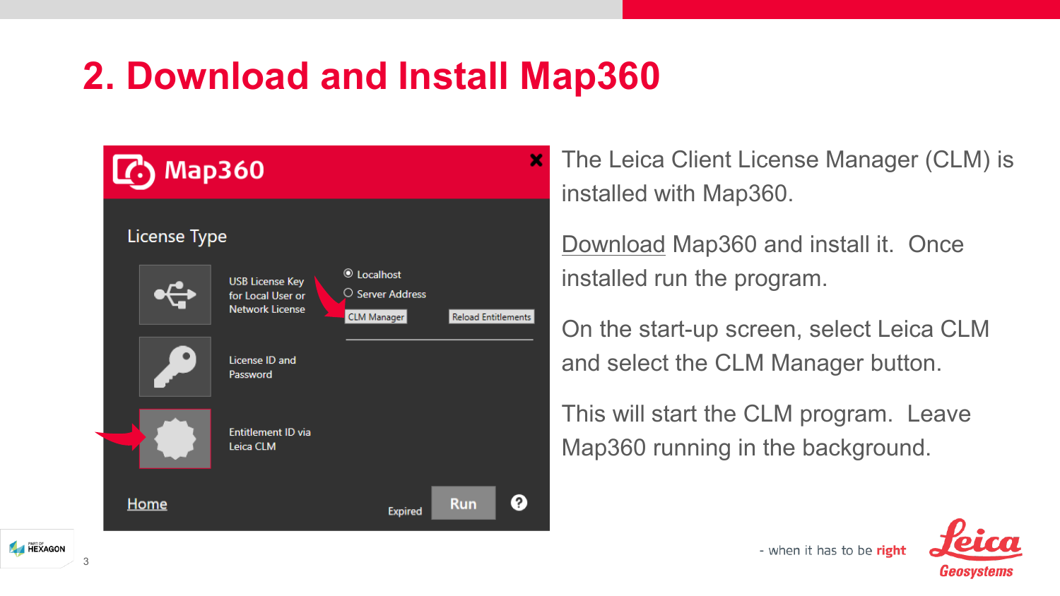# 2. Download and Install Map360

The Leica Client License Manager (CLM) is installed with Map360.

Download Map360 and install it. Once installed run the program.

On the start-up screen, select Leica CLM and select the CLM Manager button.

This will start the CLM program. Leave Map360 running in the background.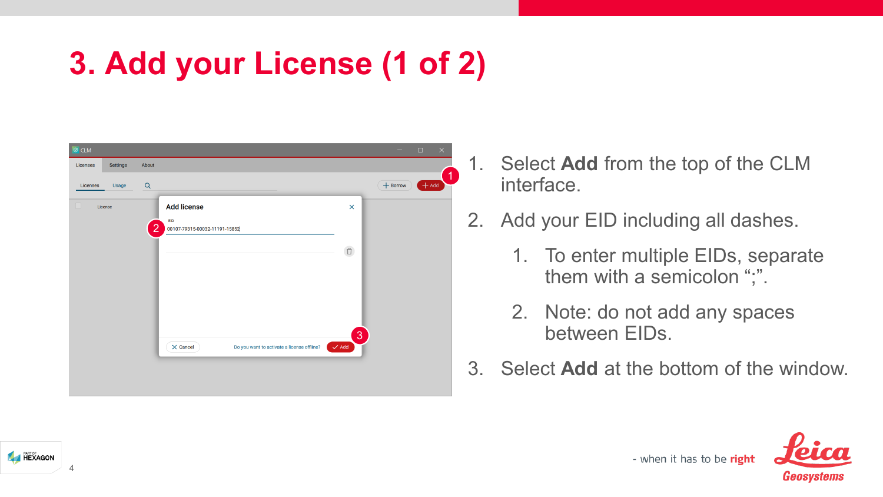# 3. Add your License (1 of 2)

1. Select **Add** from the top of the CLM interface.
2. Add your EID including all dashes.
   1. To enter multiple EIDs, separate them with a semicolon “;”.
   2. Note: do not add any spaces between EIDs.
3. Select **Add** at the bottom of the window.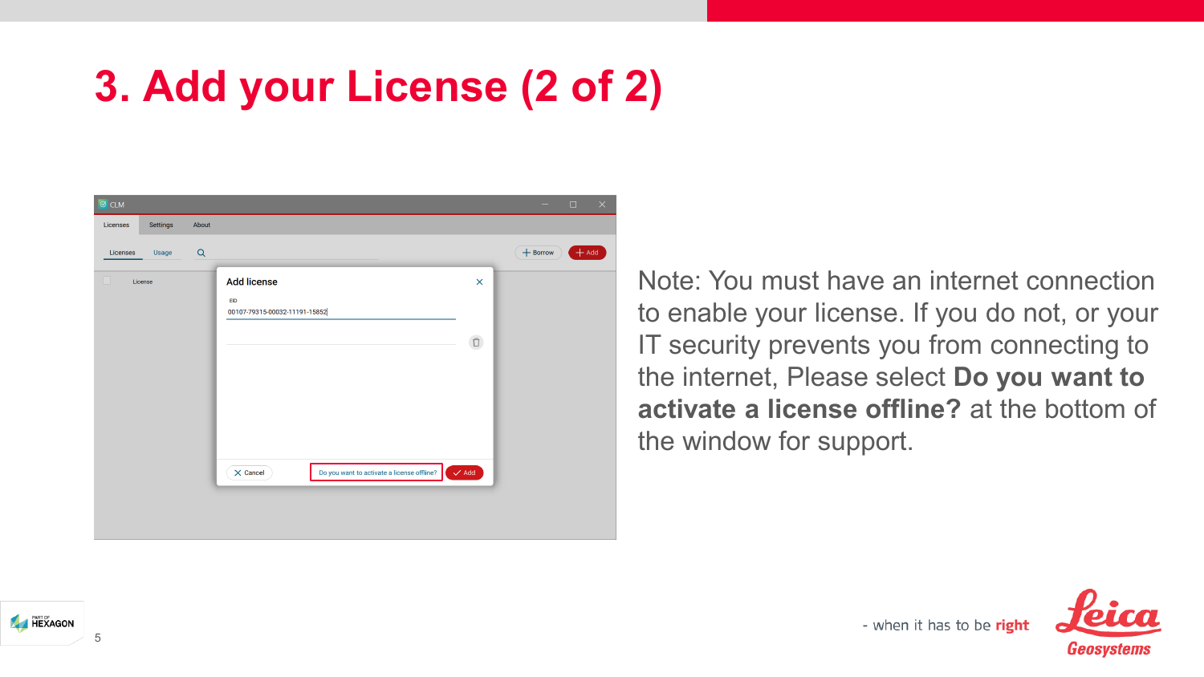# 3. Add your License (2 of 2)

Note: You must have an internet connection to enable your license. If you do not, or your IT security prevents you from connecting to the internet, Please select **Do you want to activate a license offline?** at the bottom of the window for support.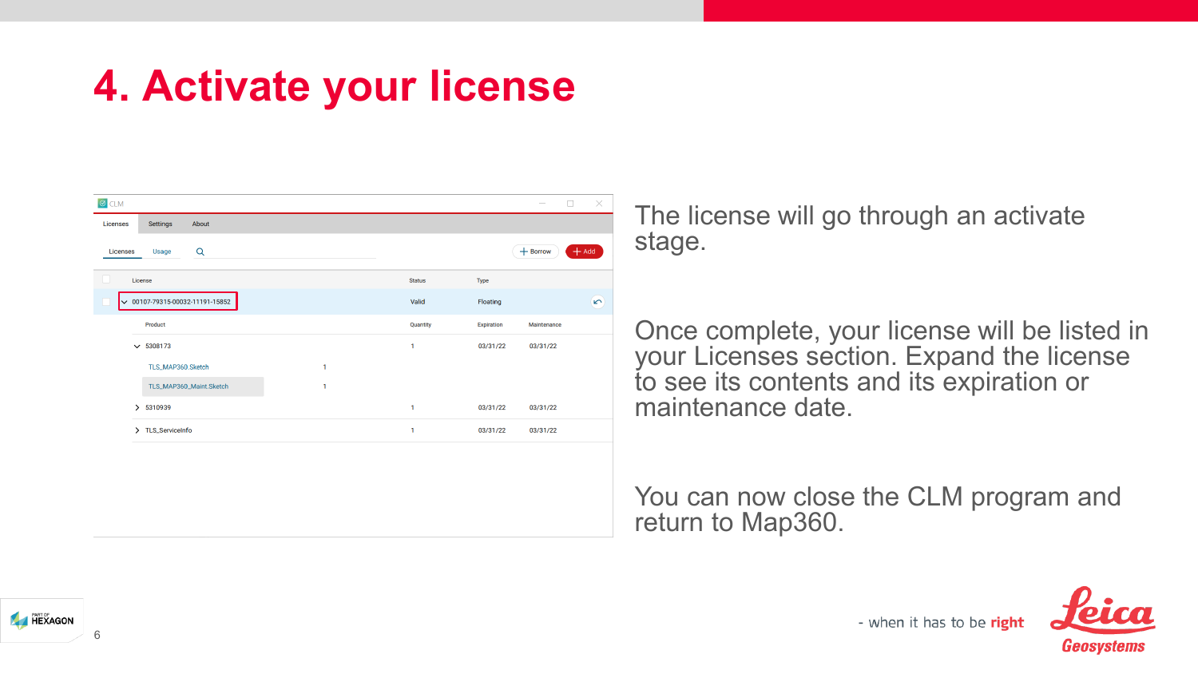# 4. Activate your license

| License | Status | Type |
| --- | --- | --- |
| 00107-79315-00032-11191-15852 | Valid | Floating |

| Product | Quantity | Expiration | Maintenance |
| --- | --- | --- | --- |
| 5308173 | 1 | 03/31/22 | 03/31/22 |
| TLS_MAP360.Sketch | 1 | | |
| TLS_MAP360_Maint.Sketch | 1 | | |
| 5310939 | 1 | 03/31/22 | 03/31/22 |
| TLS_ServiceInfo | 1 | 03/31/22 | 03/31/22 |

The license will go through an activate stage.

Once complete, your license will be listed in your Licenses section. Expand the license to see its contents and its expiration or maintenance date.

You can now close the CLM program and return to Map360.

- when it has to be **right**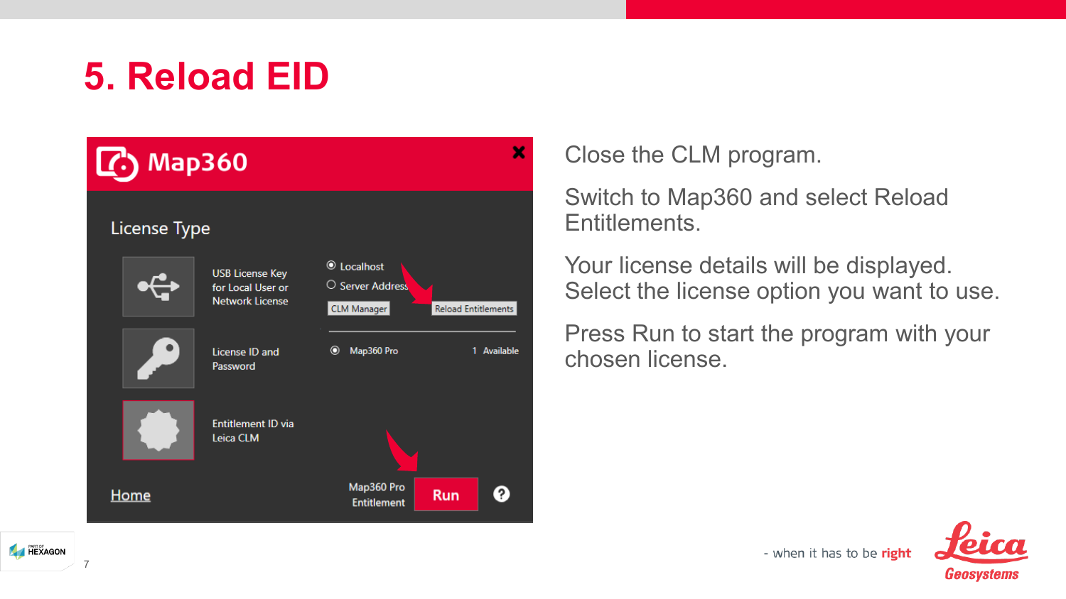# 5. Reload EID

Close the CLM program.

Switch to Map360 and select Reload Entitlements.

Your license details will be displayed. Select the license option you want to use.

Press Run to start the program with your chosen license.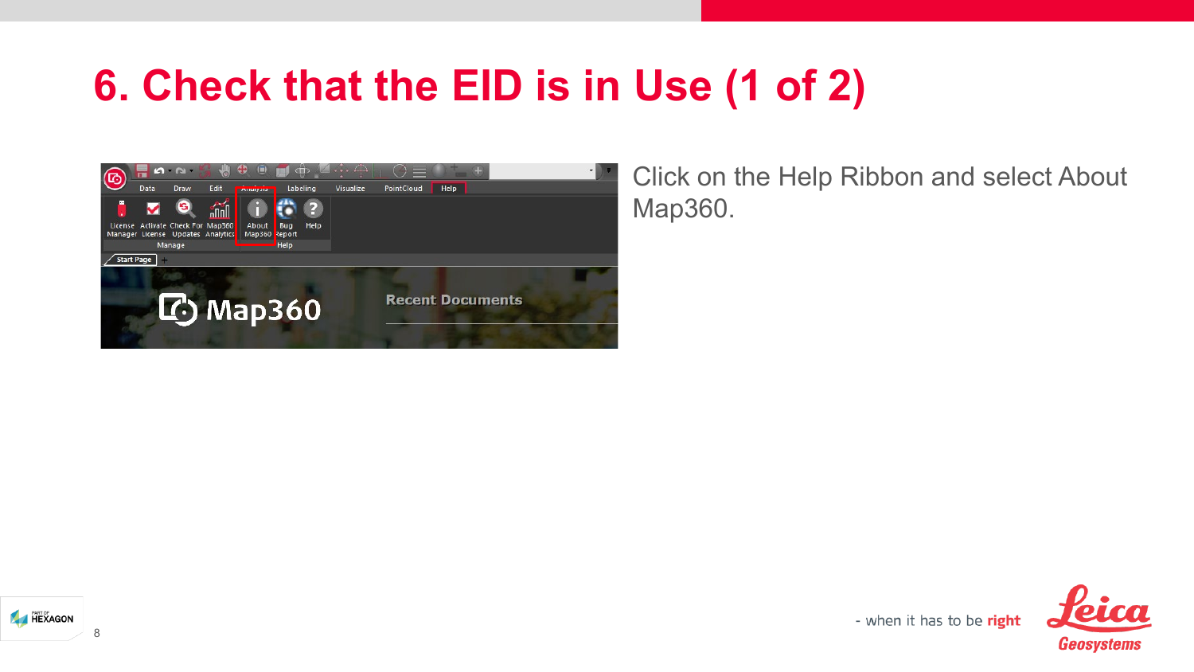# 6. Check that the EID is in Use (1 of 2)

Click on the Help Ribbon and select About Map360.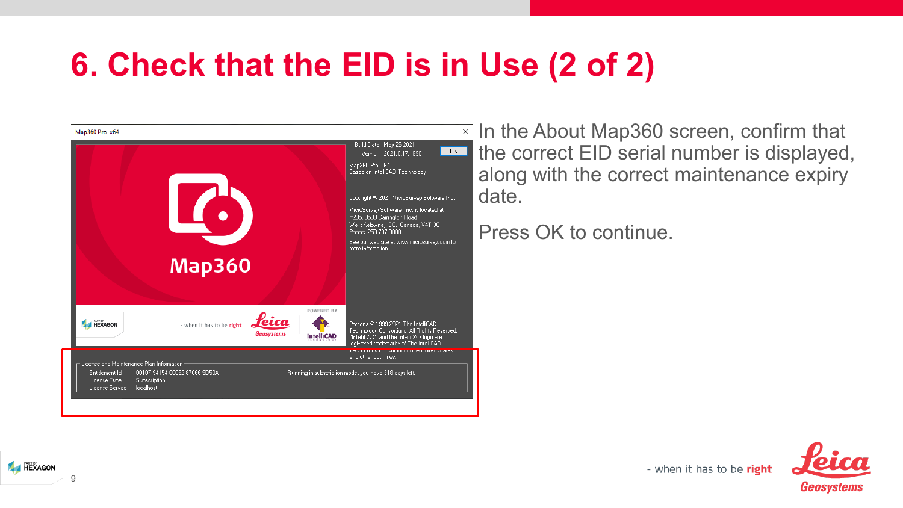# 6. Check that the EID is in Use (2 of 2)

Map360 Pro x64

Build Date: May 26 2021
Version: 2021.0.17.1890

OK

Map360 Pro x64
Based on IntelliCAD Technology

Copyright © 2021 MicroSurvey Software Inc.

MicroSurvey Software Inc. is located at
#205 3500 Carrington Road
West Kelowna, BC, Canada, V4T 3C1
Phone: 250-707-0000

See our web site at www.microsurvey.com for more information.

Map360

- when it has to be right

POWERED BY

IntelliCAD

Portions © 1999-2021 The IntelliCAD Technology Consortium. All Rights Reserved. "IntelliCAD" and the IntelliCAD logo are registered trademarks of The IntelliCAD Technology Consortium in the United States and other countries.

License and Maintenance Plan Information

Entitlement Id: 00107-94154-00032-87066-9D50A

License Type: Subscription

License Server: localhost

Running in subscription mode, you have 318 days left.

In the About Map360 screen, confirm that the correct EID serial number is displayed, along with the correct maintenance expiry date.

Press OK to continue.